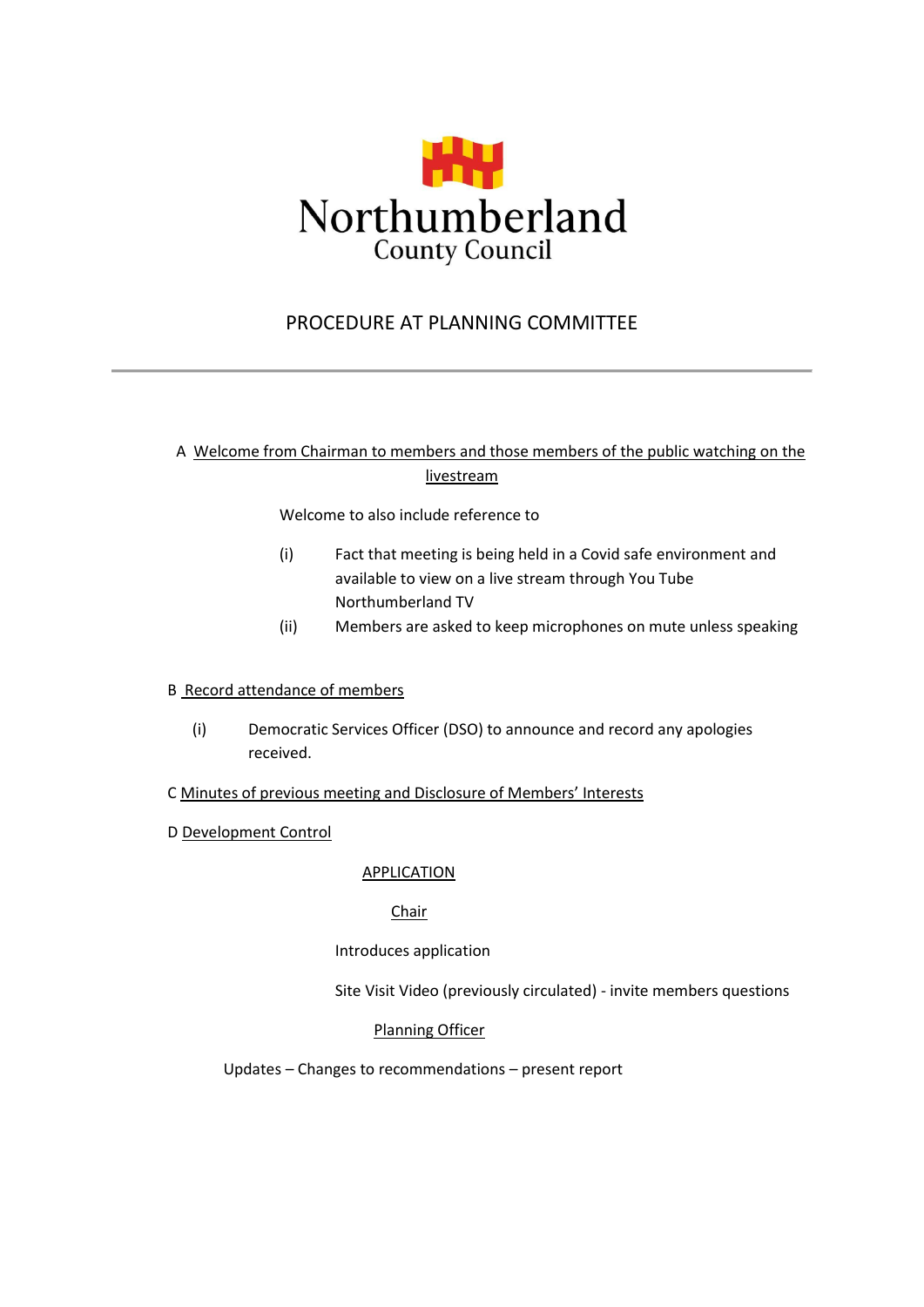# Northumberland County Council

## PROCEDURE AT PLANNING COMMITTEE

---

A Welcome from Chairman to members and those members of the public watching on the livestream

Welcome to also include reference to

(i) Fact that meeting is being held in a Covid safe environment and available to view on a live stream through You Tube Northumberland TV

(ii) Members are asked to keep microphones on mute unless speaking

B Record attendance of members

(i) Democratic Services Officer (DSO) to announce and record any apologies received.

C Minutes of previous meeting and Disclosure of Members' Interests

D Development Control

APPLICATION

Chair

Introduces application

Site Visit Video (previously circulated) - invite members questions

Planning Officer

Updates – Changes to recommendations – present report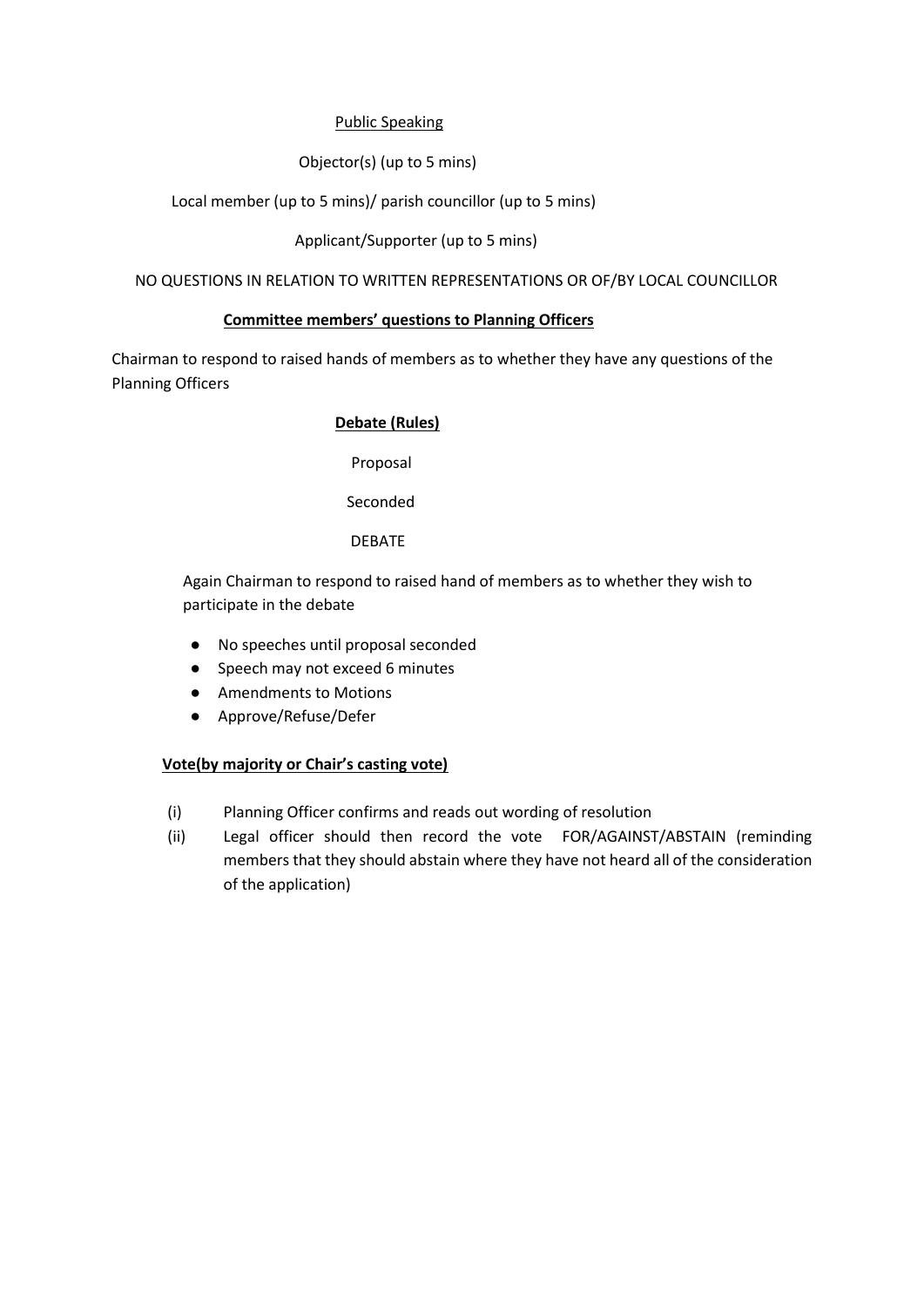Public Speaking

Objector(s) (up to 5 mins)

Local member (up to 5 mins)/ parish councillor (up to 5 mins)

Applicant/Supporter (up to 5 mins)

NO QUESTIONS IN RELATION TO WRITTEN REPRESENTATIONS OR OF/BY LOCAL COUNCILLOR

**Committee members' questions to Planning Officers**

Chairman to respond to raised hands of members as to whether they have any questions of the Planning Officers

**Debate (Rules)**

Proposal

Seconded

DEBATE

Again Chairman to respond to raised hand of members as to whether they wish to participate in the debate

- No speeches until proposal seconded
- Speech may not exceed 6 minutes
- Amendments to Motions
- Approve/Refuse/Defer

**Vote(by majority or Chair's casting vote)**

(i) Planning Officer confirms and reads out wording of resolution

(ii) Legal officer should then record the vote FOR/AGAINST/ABSTAIN (reminding members that they should abstain where they have not heard all of the consideration of the application)